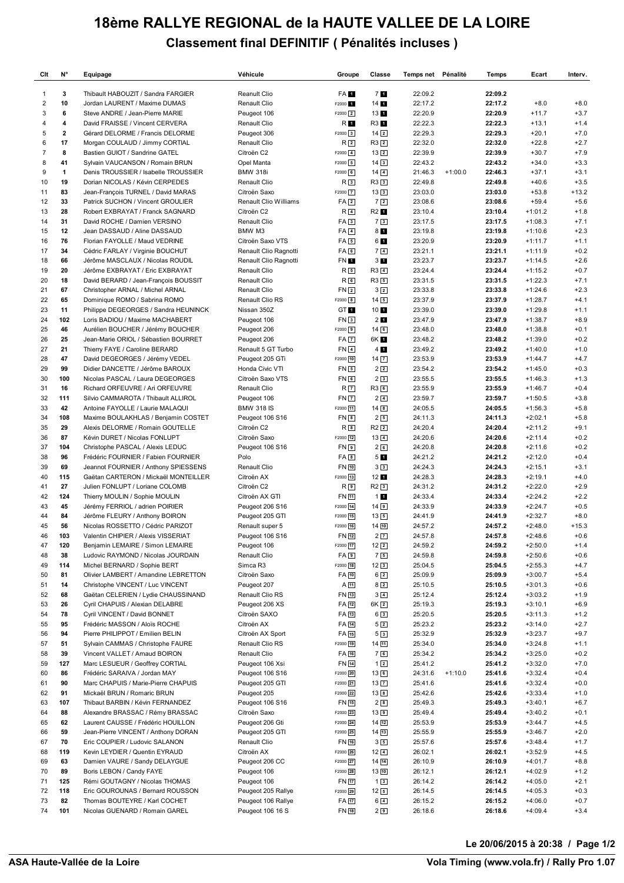# 18ème RALLYE REGIONAL de la HAUTE VALLEE DE LA LOIRE

## Classement final DEFINITIF ( Pénalités incluses )

| Clt | N° | Equipage | Véhicule | Groupe | Classe | Temps net | Pénalité | Temps | Ecart | Interv. |
|---|---|---|---|---|---|---|---|---|---|---|
| 1 | 3 | Thibault HABOUZIT / Sandra FARGIER | Reanult Clio | FA 1 | 7 1 | 22:09.2 | | 22:09.2 | | |
| 2 | 10 | Jordan LAURENT / Maxime DUMAS | Renault Clio | F2000 1 | 14 1 | 22:17.2 | | 22:17.2 | +8.0 | +8.0 |
| 3 | 6 | Steve ANDRE / Jean-Pierre MARIE | Peugeot 106 | F2000 2 | 13 1 | 22:20.9 | | 22:20.9 | +11.7 | +3.7 |
| 4 | 4 | David FRAISSE / Vincent CERVERA | Renault Clio | R 1 | R3 1 | 22:22.3 | | 22:22.3 | +13.1 | +1.4 |
| 5 | 2 | Gérard DELORME / Francis DELORME | Peugeot 306 | F2000 3 | 14 2 | 22:29.3 | | 22:29.3 | +20.1 | +7.0 |
| 6 | 17 | Morgan COULAUD / Jimmy CORTIAL | Renault Clio | R 2 | R3 2 | 22:32.0 | | 22:32.0 | +22.8 | +2.7 |
| 7 | 8 | Bastien GUIOT / Sandrine GATEL | Citroën C2 | F2000 4 | 13 2 | 22:39.9 | | 22:39.9 | +30.7 | +7.9 |
| 8 | 41 | Sylvain VAUCANSON / Romain BRUN | Opel Manta | F2000 5 | 14 3 | 22:43.2 | | 22:43.2 | +34.0 | +3.3 |
| 9 | 1 | Denis TROUSSIER / Isabelle TROUSSIER | BMW 318i | F2000 6 | 14 4 | 21:46.3 | +1:00.0 | 22:46.3 | +37.1 | +3.1 |
| 10 | 19 | Dorian NICOLAS / Kévin CERPEDES | Renault Clio | R 3 | R3 3 | 22:49.8 | | 22:49.8 | +40.6 | +3.5 |
| 11 | 83 | Jean-François TURNEL / David MARAS | Citroën Saxo | F2000 7 | 13 3 | 23:03.0 | | 23:03.0 | +53.8 | +13.2 |
| 12 | 33 | Patrick SUCHON / Vincent GROULIER | Renault Clio Williams | FA 2 | 7 2 | 23:08.6 | | 23:08.6 | +59.4 | +5.6 |
| 13 | 28 | Robert EXBRAYAT / Franck SAGNARD | Citroën C2 | R 4 | R2 1 | 23:10.4 | | 23:10.4 | +1:01.2 | +1.8 |
| 14 | 31 | David ROCHE / Damien VERSINO | Renault Clio | FA 3 | 7 3 | 23:17.5 | | 23:17.5 | +1:08.3 | +7.1 |
| 15 | 12 | Jean DASSAUD / Aline DASSAUD | BMW M3 | FA 4 | 8 1 | 23:19.8 | | 23:19.8 | +1:10.6 | +2.3 |
| 16 | 76 | Florian FAYOLLE / Maud VEDRINE | Citroën Saxo VTS | FA 5 | 6 1 | 23:20.9 | | 23:20.9 | +1:11.7 | +1.1 |
| 17 | 34 | Cédric FARLAY / Virginie BOUCHUT | Renault Clio Ragnotti | FA 6 | 7 4 | 23:21.1 | | 23:21.1 | +1:11.9 | +0.2 |
| 18 | 66 | Jérôme MASCLAUX / Nicolas ROUDIL | Renault Clio Ragnotti | FN 1 | 3 1 | 23:23.7 | | 23:23.7 | +1:14.5 | +2.6 |
| 19 | 20 | Jérôme EXBRAYAT / Eric EXBRAYAT | Renault Clio | R 5 | R3 4 | 23:24.4 | | 23:24.4 | +1:15.2 | +0.7 |
| 20 | 18 | David BERARD / Jean-François BOUSSIT | Renault Clio | R 6 | R3 5 | 23:31.5 | | 23:31.5 | +1:22.3 | +7.1 |
| 21 | 67 | Christopher ARNAL / Michel ARNAL | Renault Clio | FN 2 | 3 2 | 23:33.8 | | 23:33.8 | +1:24.6 | +2.3 |
| 22 | 65 | Dominique ROMO / Sabrina ROMO | Renault Clio RS | F2000 8 | 14 5 | 23:37.9 | | 23:37.9 | +1:28.7 | +4.1 |
| 23 | 11 | Philippe DEGEORGES / Sandra HEUNINCK | Nissan 350Z | GT 1 | 10 1 | 23:39.0 | | 23:39.0 | +1:29.8 | +1.1 |
| 24 | 102 | Loris BADIOU / Maxime MACHABERT | Peugeot 106 | FN 3 | 2 1 | 23:47.9 | | 23:47.9 | +1:38.7 | +8.9 |
| 25 | 46 | Aurélien BOUCHER / Jérémy BOUCHER | Peugeot 206 | F2000 9 | 14 6 | 23:48.0 | | 23:48.0 | +1:38.8 | +0.1 |
| 26 | 25 | Jean-Marie ORIOL / Sébastien BOURRET | Peugeot 206 | FA 7 | 6K 1 | 23:48.2 | | 23:48.2 | +1:39.0 | +0.2 |
| 27 | 21 | Thierry FAYE / Caroline BERARD | Renault 5 GT Turbo | FN 4 | 4 1 | 23:49.2 | | 23:49.2 | +1:40.0 | +1.0 |
| 28 | 47 | David DEGEORGES / Jérémy VEDEL | Peugeot 205 GTi | F2000 10 | 14 7 | 23:53.9 | | 23:53.9 | +1:44.7 | +4.7 |
| 29 | 99 | Didier DANCETTE / Jérôme BAROUX | Honda Civic VTI | FN 5 | 2 2 | 23:54.2 | | 23:54.2 | +1:45.0 | +0.3 |
| 30 | 100 | Nicolas PASCAL / Laura DEGEORGES | Citroën Saxo VTS | FN 6 | 2 3 | 23:55.5 | | 23:55.5 | +1:46.3 | +1.3 |
| 31 | 16 | Richard ORFEUVRE / Ari ORFEUVRE | Renault Clio | R 7 | R3 6 | 23:55.9 | | 23:55.9 | +1:46.7 | +0.4 |
| 32 | 111 | Silvio CAMMAROTA / Thibault ALLIROL | Peugeot 106 | FN 7 | 2 4 | 23:59.7 | | 23:59.7 | +1:50.5 | +3.8 |
| 33 | 42 | Antoine FAYOLLE / Laurie MALAQUI | BMW 318 IS | F2000 11 | 14 8 | 24:05.5 | | 24:05.5 | +1:56.3 | +5.8 |
| 34 | 108 | Maxime BOULAKHLAS / Benjamin COSTET | Peugeot 106 S16 | FN 8 | 2 5 | 24:11.3 | | 24:11.3 | +2:02.1 | +5.8 |
| 35 | 29 | Alexis DELORME / Romain GOUTELLE | Citroën C2 | R 8 | R2 2 | 24:20.4 | | 24:20.4 | +2:11.2 | +9.1 |
| 36 | 87 | Kévin DURET / Nicolas FONLUPT | Citroën Saxo | F2000 12 | 13 4 | 24:20.6 | | 24:20.6 | +2:11.4 | +0.2 |
| 37 | 104 | Christophe PASCAL / Alexis LEDUC | Peugeot 106 S16 | FN 9 | 2 6 | 24:20.8 | | 24:20.8 | +2:11.6 | +0.2 |
| 38 | 96 | Frédéric FOURNIER / Fabien FOURNIER | Polo | FA 8 | 5 1 | 24:21.2 | | 24:21.2 | +2:12.0 | +0.4 |
| 39 | 69 | Jeannot FOURNIER / Anthony SPIESSENS | Renault Clio | FN 10 | 3 3 | 24:24.3 | | 24:24.3 | +2:15.1 | +3.1 |
| 40 | 115 | Gaëtan CARTERON / Mickaël MONTEILLER | Citroën AX | F2000 13 | 12 1 | 24:28.3 | | 24:28.3 | +2:19.1 | +4.0 |
| 41 | 27 | Julien FONLUPT / Loriane COLOMB | Citroën C2 | R 9 | R2 3 | 24:31.2 | | 24:31.2 | +2:22.0 | +2.9 |
| 42 | 124 | Thierry MOULIN / Sophie MOULIN | Citroën AX GTI | FN 11 | 1 1 | 24:33.4 | | 24:33.4 | +2:24.2 | +2.2 |
| 43 | 45 | Jérémy FERRIOL / adrien POIRIER | Peugeot 206 S16 | F2000 14 | 14 9 | 24:33.9 | | 24:33.9 | +2:24.7 | +0.5 |
| 44 | 84 | Jérôme FLEURY / Anthony BOIRON | Peugeot 205 GTI | F2000 15 | 13 5 | 24:41.9 | | 24:41.9 | +2:32.7 | +8.0 |
| 45 | 56 | Nicolas ROSSETTO / Cédric PARIZOT | Renault super 5 | F2000 16 | 14 10 | 24:57.2 | | 24:57.2 | +2:48.0 | +15.3 |
| 46 | 103 | Valentin CHIPIER / Alexis VISSERIAT | Peugeot 106 S16 | FN 12 | 2 7 | 24:57.8 | | 24:57.8 | +2:48.6 | +0.6 |
| 47 | 120 | Benjamin LEMAIRE / Simon LEMAIRE | Peugeot 106 | F2000 17 | 12 2 | 24:59.2 | | 24:59.2 | +2:50.0 | +1.4 |
| 48 | 38 | Ludovic RAYMOND / Nicolas JOURDAIN | Renault Clio | FA 9 | 7 5 | 24:59.8 | | 24:59.8 | +2:50.6 | +0.6 |
| 49 | 114 | Michel BERNARD / Sophie BERT | Simca R3 | F2000 18 | 12 3 | 25:04.5 | | 25:04.5 | +2:55.3 | +4.7 |
| 50 | 81 | Olivier LAMBERT / Amandine LEBRETTON | Citroën Saxo | FA 10 | 6 2 | 25:09.9 | | 25:09.9 | +3:00.7 | +5.4 |
| 51 | 14 | Christophe VINCENT / Luc VINCENT | Peugeot 207 | A 11 | 8 2 | 25:10.5 | | 25:10.5 | +3:01.3 | +0.6 |
| 52 | 68 | Gaëtan CELERIEN / Lydie CHAUSSINAND | Renault Clio RS | FN 13 | 3 4 | 25:12.4 | | 25:12.4 | +3:03.2 | +1.9 |
| 53 | 26 | Cyril CHAPUIS / Alexian DELABRE | Peugeot 206 XS | FA 12 | 6K 2 | 25:19.3 | | 25:19.3 | +3:10.1 | +6.9 |
| 54 | 78 | Cyril VINCENT / David BONNET | Citroën SAXO | FA 13 | 6 3 | 25:20.5 | | 25:20.5 | +3:11.3 | +1.2 |
| 55 | 95 | Frédéric MASSON / Aloïs ROCHE | Citroën AX | FA 14 | 5 2 | 25:23.2 | | 25:23.2 | +3:14.0 | +2.7 |
| 56 | 94 | Pierre PHILIPPOT / Emilien BELIN | Citroën AX Sport | FA 15 | 5 3 | 25:32.9 | | 25:32.9 | +3:23.7 | +9.7 |
| 57 | 51 | Sylvain CAMMAS / Christophe FAURE | Renault Clio RS | F2000 19 | 14 11 | 25:34.0 | | 25:34.0 | +3:24.8 | +1.1 |
| 58 | 39 | Vincent VALLET / Arnaud BOIRON | Renault Clio | FA 16 | 7 6 | 25:34.2 | | 25:34.2 | +3:25.0 | +0.2 |
| 59 | 127 | Marc LESUEUR / Geoffrey CORTIAL | Peugeot 106 Xsi | FN 14 | 1 2 | 25:41.2 | | 25:41.2 | +3:32.0 | +7.0 |
| 60 | 86 | Frédéric SARAIVA / Jordan MAY | Peugeot 106 S16 | F2000 20 | 13 6 | 24:31.6 | +1:10.0 | 25:41.6 | +3:32.4 | +0.4 |
| 61 | 90 | Marc CHAPUIS / Marie-Pierre CHAPUIS | Peugeot 205 GTI | F2000 21 | 13 7 | 25:41.6 | | 25:41.6 | +3:32.4 | +0.0 |
| 62 | 91 | Mickaël BRUN / Romaric BRUN | Peugeot 205 | F2000 22 | 13 8 | 25:42.6 | | 25:42.6 | +3:33.4 | +1.0 |
| 63 | 107 | Thibaut BARBIN / Kévin FERNANDEZ | Peugeot 106 S16 | FN 15 | 2 8 | 25:49.3 | | 25:49.3 | +3:40.1 | +6.7 |
| 64 | 88 | Alexandre BRASSAC / Rémy BRASSAC | Citroën Saxo | F2000 23 | 13 9 | 25:49.4 | | 25:49.4 | +3:40.2 | +0.1 |
| 65 | 62 | Laurent CAUSSE / Frédéric HOUILLON | Peugeot 206 Gti | F2000 24 | 14 12 | 25:53.9 | | 25:53.9 | +3:44.7 | +4.5 |
| 66 | 59 | Jean-Pierre VINCENT / Anthony DORAN | Peugeot 205 GTI | F2000 25 | 14 13 | 25:55.9 | | 25:55.9 | +3:46.7 | +2.0 |
| 67 | 70 | Eric COUPIER / Ludovic SALANON | Renault Clio | FN 16 | 3 5 | 25:57.6 | | 25:57.6 | +3:48.4 | +1.7 |
| 68 | 119 | Kevin LEYDIER / Quentin EYRAUD | Citroën AX | F2000 26 | 12 4 | 26:02.1 | | 26:02.1 | +3:52.9 | +4.5 |
| 69 | 63 | Damien VAURE / Sandy DELAYGUE | Peugeot 206 CC | F2000 27 | 14 14 | 26:10.9 | | 26:10.9 | +4:01.7 | +8.8 |
| 70 | 89 | Boris LEBON / Candy FAYE | Peugeot 106 | F2000 28 | 13 10 | 26:12.1 | | 26:12.1 | +4:02.9 | +1.2 |
| 71 | 125 | Rémi GOUTAGNY / Nicolas THOMAS | Peugeot 106 | FN 17 | 1 3 | 26:14.2 | | 26:14.2 | +4:05.0 | +2.1 |
| 72 | 118 | Eric GOUROUNAS / Bernard ROUSSON | Peugeot 205 Rallye | F2000 29 | 12 5 | 26:14.5 | | 26:14.5 | +4:05.3 | +0.3 |
| 73 | 82 | Thomas BOUTEYRE / Karl COCHET | Peugeot 106 Rallye | FA 17 | 6 4 | 26:15.2 | | 26:15.2 | +4:06.0 | +0.7 |
| 74 | 101 | Nicolas GUENARD / Romain GAREL | Peugeot 106 16 S | FN 18 | 2 9 | 26:18.6 | | 26:18.6 | +4:09.4 | +3.4 |

Le 20/06/2015 à 20:38

ASA Haute-Vallée de la Loire — Vola Timing (www.vola.fr) / Rally Pro 1.07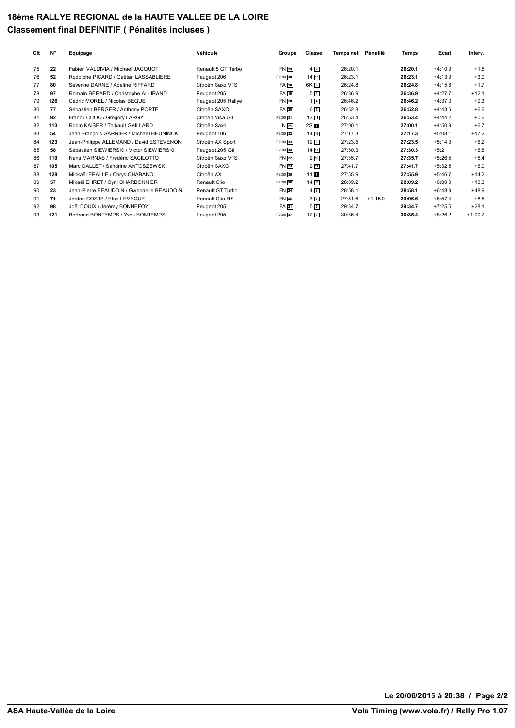# 18ème RALLYE REGIONAL de la HAUTE VALLEE DE LA LOIRE

## Classement final DEFINITIF ( Pénalités incluses )

| Clt | N° | Equipage | Véhicule | Groupe | Classe | Temps net | Pénalité | Temps | Ecart | Interv. |
|---|---|---|---|---|---|---|---|---|---|---|
| 75 | 22 | Fabien VALDIVIA / Michaël JACQUOT | Renault 5 GT Turbo | FN 19 | 4 2 | 26:20.1 | | 26:20.1 | +4:10.9 | +1.5 |
| 76 | 52 | Rodolphe PICARD / Gaëtan LASSABLIERE | Peugeot 206 | F2000 30 | 14 15 | 26:23.1 | | 26:23.1 | +4:13.9 | +3.0 |
| 77 | 80 | Séverine DARNE / Adeline RIFFARD | Citroën Saxo VTS | FA 18 | 6K 3 | 26:24.8 | | 26:24.8 | +4:15.6 | +1.7 |
| 78 | 97 | Romain BERARD / Christophe ALLIRAND | Peugeot 205 | FA 19 | 5 4 | 26:36.9 | | 26:36.9 | +4:27.7 | +12.1 |
| 79 | 126 | Cédric MOREL / Nicolas BEQUE | Peugeot 205 Rallye | FN 20 | 1 4 | 26:46.2 | | 26:46.2 | +4:37.0 | +9.3 |
| 80 | 77 | Sébastien BERGER / Anthony PORTE | Citroën SAXO | FA 20 | 6 5 | 26:52.8 | | 26:52.8 | +4:43.6 | +6.6 |
| 81 | 92 | Franck CUOQ / Gregory LARGY | Citroën Visa GTI | F2000 31 | 13 11 | 26:53.4 | | 26:53.4 | +4:44.2 | +0.6 |
| 82 | 113 | Robin KAISER / Thibault GAILLARD | Citroën Saxo | N 21 | 2S 1 | 27:00.1 | | 27:00.1 | +4:50.9 | +6.7 |
| 83 | 54 | Jean-François GARNIER / Michael HEUNINCK | Peugeot 106 | F2000 32 | 14 16 | 27:17.3 | | 27:17.3 | +5:08.1 | +17.2 |
| 84 | 123 | Jean-Philippe ALLEMAND / David ESTEVENON | Citroën AX Sport | F2000 33 | 12 6 | 27:23.5 | | 27:23.5 | +5:14.3 | +6.2 |
| 85 | 58 | Sébastien SIEWIERSKI / Victor SIEWIERSKI | Peugeot 205 Gti | F2000 34 | 14 17 | 27:30.3 | | 27:30.3 | +5:21.1 | +6.8 |
| 86 | 110 | Nans MARNAS / Frédéric SACILOTTO | Citroën Saxo VTS | FN 22 | 2 10 | 27:35.7 | | 27:35.7 | +5:26.5 | +5.4 |
| 87 | 105 | Marc DALLET / Sandrine ANTOSZEWSKI | Citroën SAXO | FN 23 | 2 11 | 27:41.7 | | 27:41.7 | +5:32.5 | +6.0 |
| 88 | 128 | Mickaël EPALLE / Chrys CHABANOL | Citroën AX | F2000 35 | 11 1 | 27:55.9 | | 27:55.9 | +5:46.7 | +14.2 |
| 89 | 57 | Mikaël EHRET / Cyril CHARBONNIER | Renault Clio | F2000 36 | 14 18 | 28:09.2 | | 28:09.2 | +6:00.0 | +13.3 |
| 90 | 23 | Jean-Pierre BEAUDOIN / Gwenaelle BEAUDOIN | Renault GT Turbo | FN 24 | 4 3 | 28:58.1 | | 28:58.1 | +6:48.9 | +48.9 |
| 91 | 71 | Jordan COSTE / Elsa LEVEQUE | Renault Clio RS | FN 25 | 3 6 | 27:51.6 | +1:15.0 | 29:06.6 | +6:57.4 | +8.5 |
| 92 | 98 | Joël DOUIX / Jérémy BONNEFOY | Peugeot 205 | FA 21 | 5 5 | 29:34.7 | | 29:34.7 | +7:25.5 | +28.1 |
| 93 | 121 | Bertrand BONTEMPS / Yves BONTEMPS | Peugeot 205 | F2000 37 | 12 7 | 30:35.4 | | 30:35.4 | +8:26.2 | +1:00.7 |

Le 20/06/2015 à 20:38

ASA Haute-Vallée de la Loire

Vola Timing (www.vola.fr) / Rally Pro 1.07